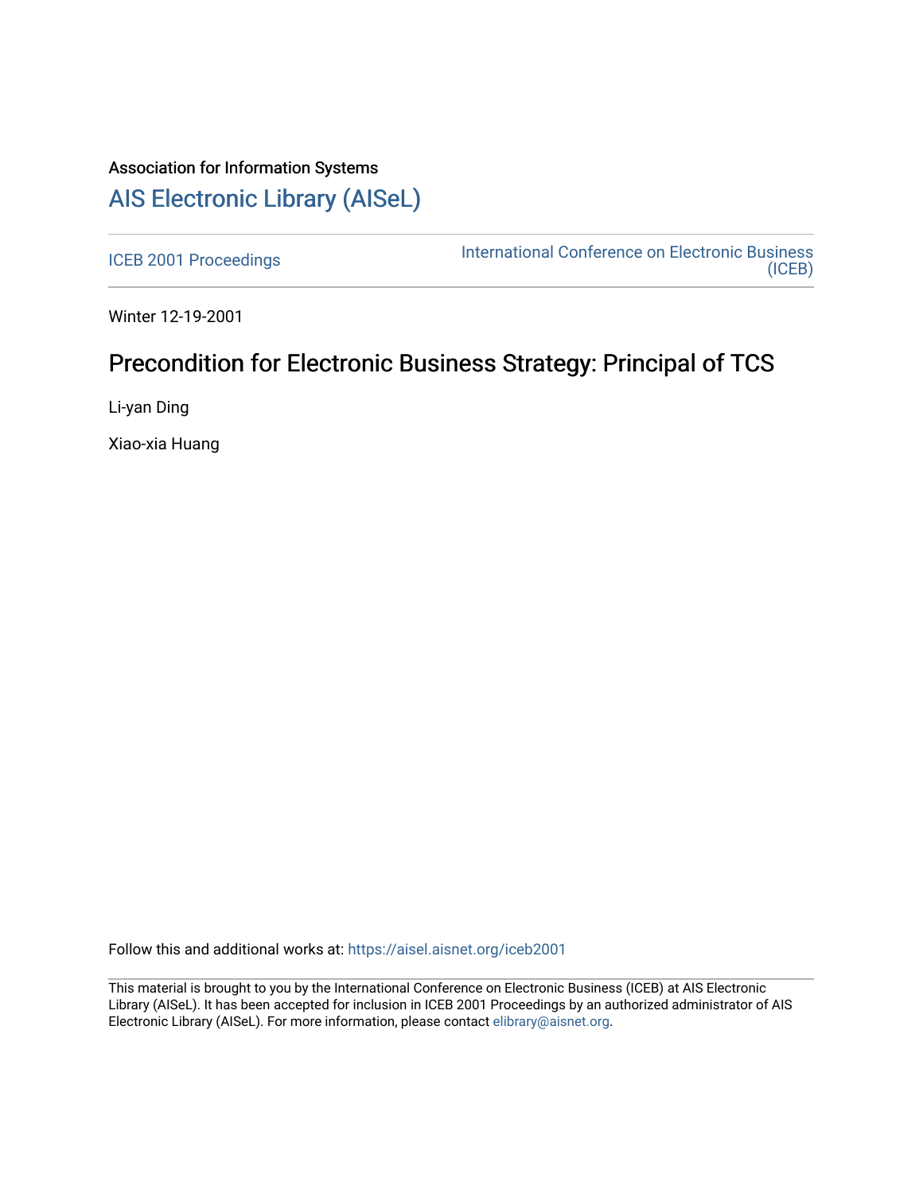Association for Information Systems

# AIS Electronic Library (AISeL)

ICEB 2001 Proceedings

International Conference on Electronic Business (ICEB)

Winter 12-19-2001

## Precondition for Electronic Business Strategy: Principal of TCS

Li-yan Ding

Xiao-xia Huang

Follow this and additional works at: https://aisel.aisnet.org/iceb2001

This material is brought to you by the International Conference on Electronic Business (ICEB) at AIS Electronic Library (AISeL). It has been accepted for inclusion in ICEB 2001 Proceedings by an authorized administrator of AIS Electronic Library (AISeL). For more information, please contact elibrary@aisnet.org.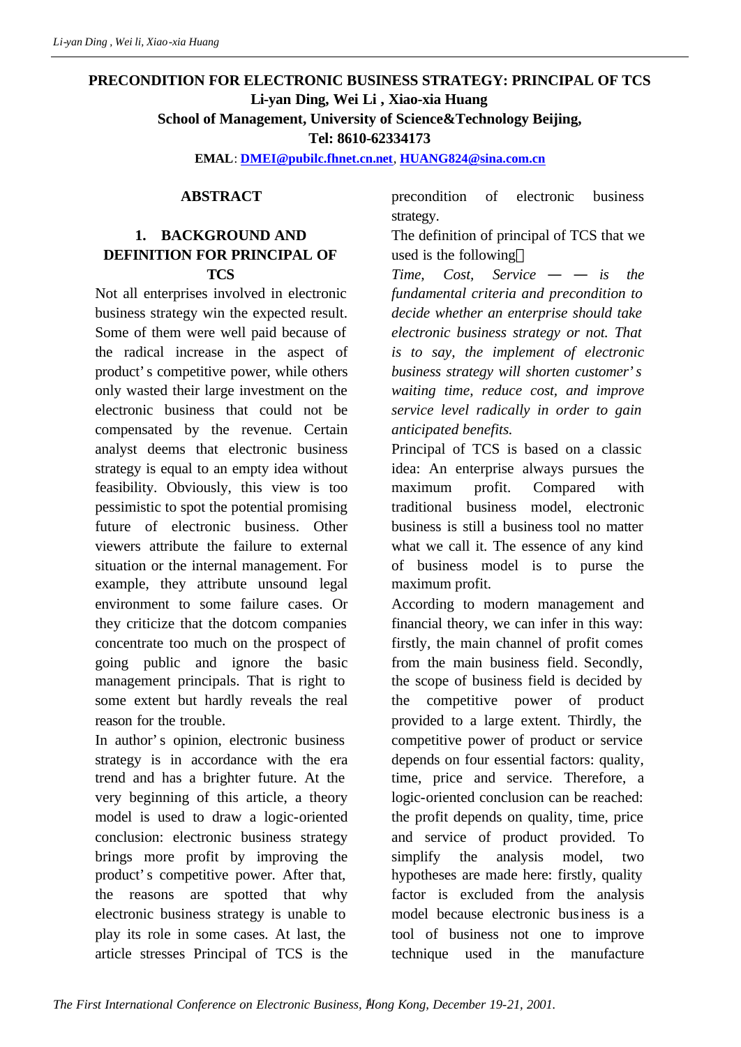**PRECONDITION FOR ELECTRONIC BUSINESS STRATEGY: PRINCIPAL OF TCS**

**Li-yan Ding, Wei Li , Xiao-xia Huang**

**School of Management, University of Science&Technology Beijing,**

**Tel: 8610-62334173**

**EMAL**: **DMEI@pubilc.fhnet.cn.net**, **HUANG824@sina.com.cn**

## ABSTRACT

## 1. BACKGROUND AND DEFINITION FOR PRINCIPAL OF TCS

Not all enterprises involved in electronic business strategy win the expected result. Some of them were well paid because of the radical increase in the aspect of product's competitive power, while others only wasted their large investment on the electronic business that could not be compensated by the revenue. Certain analyst deems that electronic business strategy is equal to an empty idea without feasibility. Obviously, this view is too pessimistic to spot the potential promising future of electronic business. Other viewers attribute the failure to external situation or the internal management. For example, they attribute unsound legal environment to some failure cases. Or they criticize that the dotcom companies concentrate too much on the prospect of going public and ignore the basic management principals. That is right to some extent but hardly reveals the real reason for the trouble.

In author's opinion, electronic business strategy is in accordance with the era trend and has a brighter future. At the very beginning of this article, a theory model is used to draw a logic-oriented conclusion: electronic business strategy brings more profit by improving the product's competitive power. After that, the reasons are spotted that why electronic business strategy is unable to play its role in some cases. At last, the article stresses Principal of TCS is the precondition of electronic business strategy.

The definition of principal of TCS that we used is the following：

*Time, Cost, Service —— is the fundamental criteria and precondition to decide whether an enterprise should take electronic business strategy or not. That is to say, the implement of electronic business strategy will shorten customer's waiting time, reduce cost, and improve service level radically in order to gain anticipated benefits.*

Principal of TCS is based on a classic idea: An enterprise always pursues the maximum profit. Compared with traditional business model, electronic business is still a business tool no matter what we call it. The essence of any kind of business model is to purse the maximum profit.

According to modern management and financial theory, we can infer in this way: firstly, the main channel of profit comes from the main business field. Secondly, the scope of business field is decided by the competitive power of product provided to a large extent. Thirdly, the competitive power of product or service depends on four essential factors: quality, time, price and service. Therefore, a logic-oriented conclusion can be reached: the profit depends on quality, time, price and service of product provided. To simplify the analysis model, two hypotheses are made here: firstly, quality factor is excluded from the analysis model because electronic business is a tool of business not one to improve technique used in the manufacture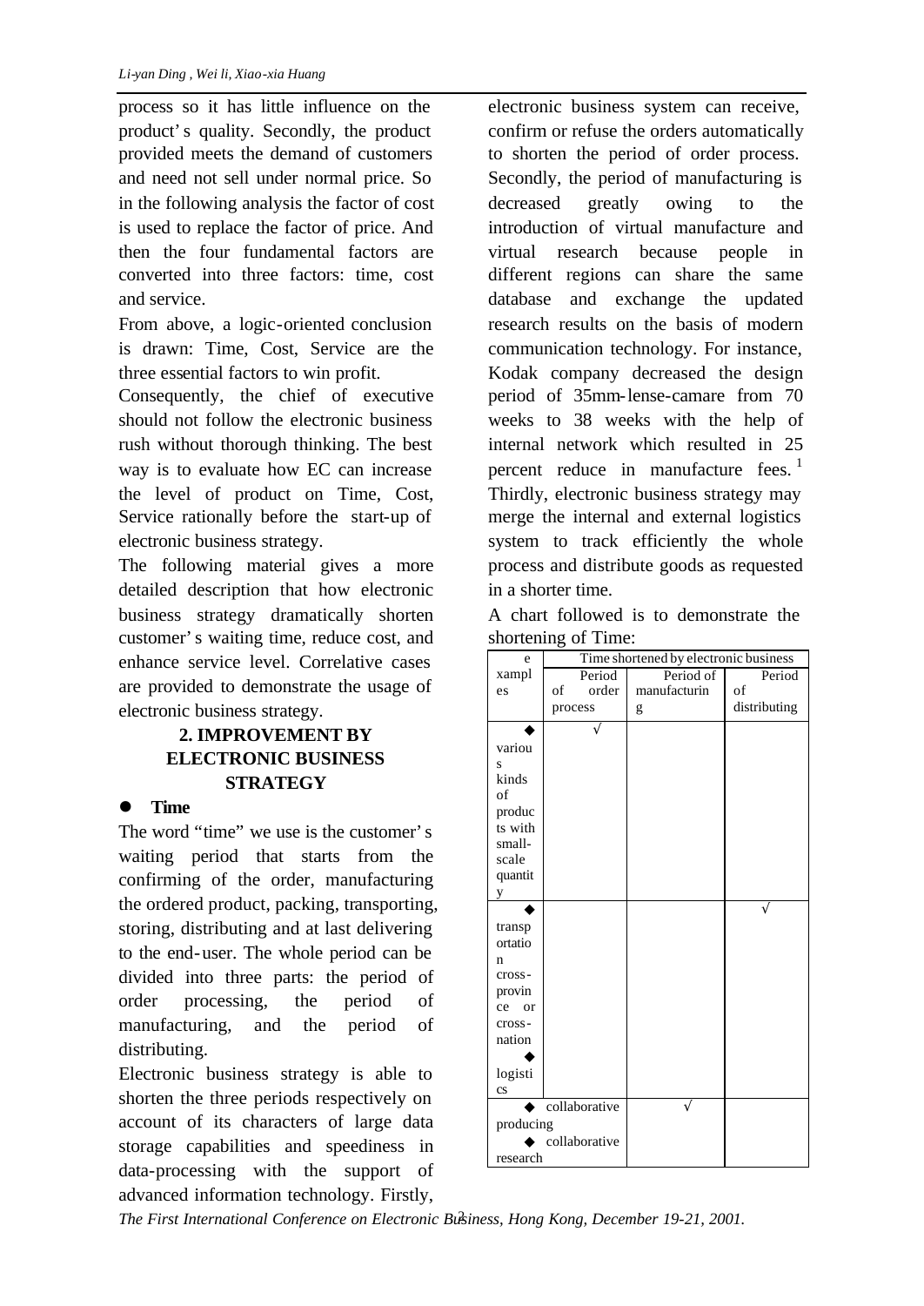process so it has little influence on the product's quality. Secondly, the product provided meets the demand of customers and need not sell under normal price. So in the following analysis the factor of cost is used to replace the factor of price. And then the four fundamental factors are converted into three factors: time, cost and service.

From above, a logic-oriented conclusion is drawn: Time, Cost, Service are the three essential factors to win profit.

Consequently, the chief of executive should not follow the electronic business rush without thorough thinking. The best way is to evaluate how EC can increase the level of product on Time, Cost, Service rationally before the start-up of electronic business strategy.

The following material gives a more detailed description that how electronic business strategy dramatically shorten customer's waiting time, reduce cost, and enhance service level. Correlative cases are provided to demonstrate the usage of electronic business strategy.

## 2. IMPROVEMENT BY ELECTRONIC BUSINESS STRATEGY

- **Time**

The word "time" we use is the customer's waiting period that starts from the confirming of the order, manufacturing the ordered product, packing, transporting, storing, distributing and at last delivering to the end-user. The whole period can be divided into three parts: the period of order processing, the period of manufacturing, and the period of distributing.

Electronic business strategy is able to shorten the three periods respectively on account of its characters of large data storage capabilities and speediness in data-processing with the support of advanced information technology. Firstly, electronic business system can receive, confirm or refuse the orders automatically to shorten the period of order process. Secondly, the period of manufacturing is decreased greatly owing to the introduction of virtual manufacture and virtual research because people in different regions can share the same database and exchange the updated research results on the basis of modern communication technology. For instance, Kodak company decreased the design period of 35mm-lense-camare from 70 weeks to 38 weeks with the help of internal network which resulted in 25 percent reduce in manufacture fees. [1] Thirdly, electronic business strategy may merge the internal and external logistics system to track efficiently the whole process and distribute goods as requested in a shorter time.

A chart followed is to demonstrate the shortening of Time:

| examples | Time shortened by electronic business | | |
|---|---|---|---|
| | Period of order process | Period of manufacturing | Period of distributing |
| ◆ various kinds of products with small-scale quantity | √ | | |
| ◆ transportation cross-province or cross-nation<br>◆ logistics | | | √ |
| ◆ collaborative producing<br>◆ collaborative research | | √ | |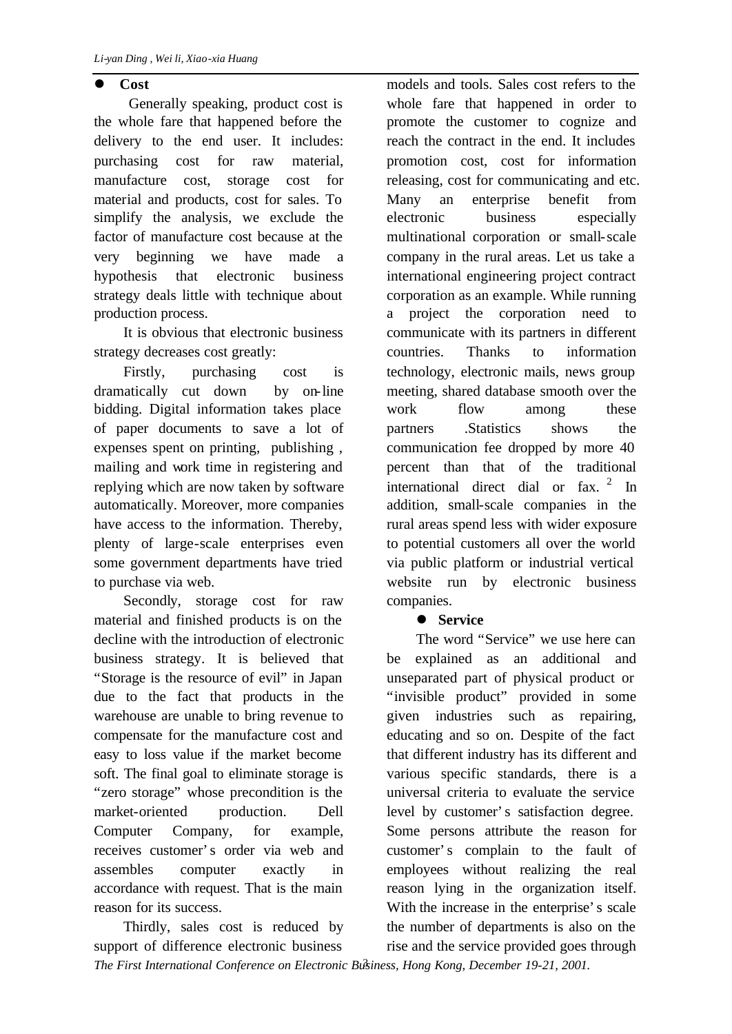- **Cost**

Generally speaking, product cost is the whole fare that happened before the delivery to the end user. It includes: purchasing cost for raw material, manufacture cost, storage cost for material and products, cost for sales. To simplify the analysis, we exclude the factor of manufacture cost because at the very beginning we have made a hypothesis that electronic business strategy deals little with technique about production process.

It is obvious that electronic business strategy decreases cost greatly:

Firstly, purchasing cost is dramatically cut down by on-line bidding. Digital information takes place of paper documents to save a lot of expenses spent on printing, publishing , mailing and work time in registering and replying which are now taken by software automatically. Moreover, more companies have access to the information. Thereby, plenty of large-scale enterprises even some government departments have tried to purchase via web.

Secondly, storage cost for raw material and finished products is on the decline with the introduction of electronic business strategy. It is believed that "Storage is the resource of evil" in Japan due to the fact that products in the warehouse are unable to bring revenue to compensate for the manufacture cost and easy to loss value if the market become soft. The final goal to eliminate storage is "zero storage" whose precondition is the market-oriented production. Dell Computer Company, for example, receives customer's order via web and assembles computer exactly in accordance with request. That is the main reason for its success.

Thirdly, sales cost is reduced by support of difference electronic business models and tools. Sales cost refers to the whole fare that happened in order to promote the customer to cognize and reach the contract in the end. It includes promotion cost, cost for information releasing, cost for communicating and etc. Many an enterprise benefit from electronic business especially multinational corporation or small-scale company in the rural areas. Let us take a international engineering project contract corporation as an example. While running a project the corporation need to communicate with its partners in different countries. Thanks to information technology, electronic mails, news group meeting, shared database smooth over the work flow among these partners .Statistics shows the communication fee dropped by more 40 percent than that of the traditional international direct dial or fax. [2] In addition, small-scale companies in the rural areas spend less with wider exposure to potential customers all over the world via public platform or industrial vertical website run by electronic business companies.

- **Service**

The word "Service" we use here can be explained as an additional and unseparated part of physical product or "invisible product" provided in some given industries such as repairing, educating and so on. Despite of the fact that different industry has its different and various specific standards, there is a universal criteria to evaluate the service level by customer's satisfaction degree. Some persons attribute the reason for customer's complain to the fault of employees without realizing the real reason lying in the organization itself. With the increase in the enterprise's scale the number of departments is also on the rise and the service provided goes through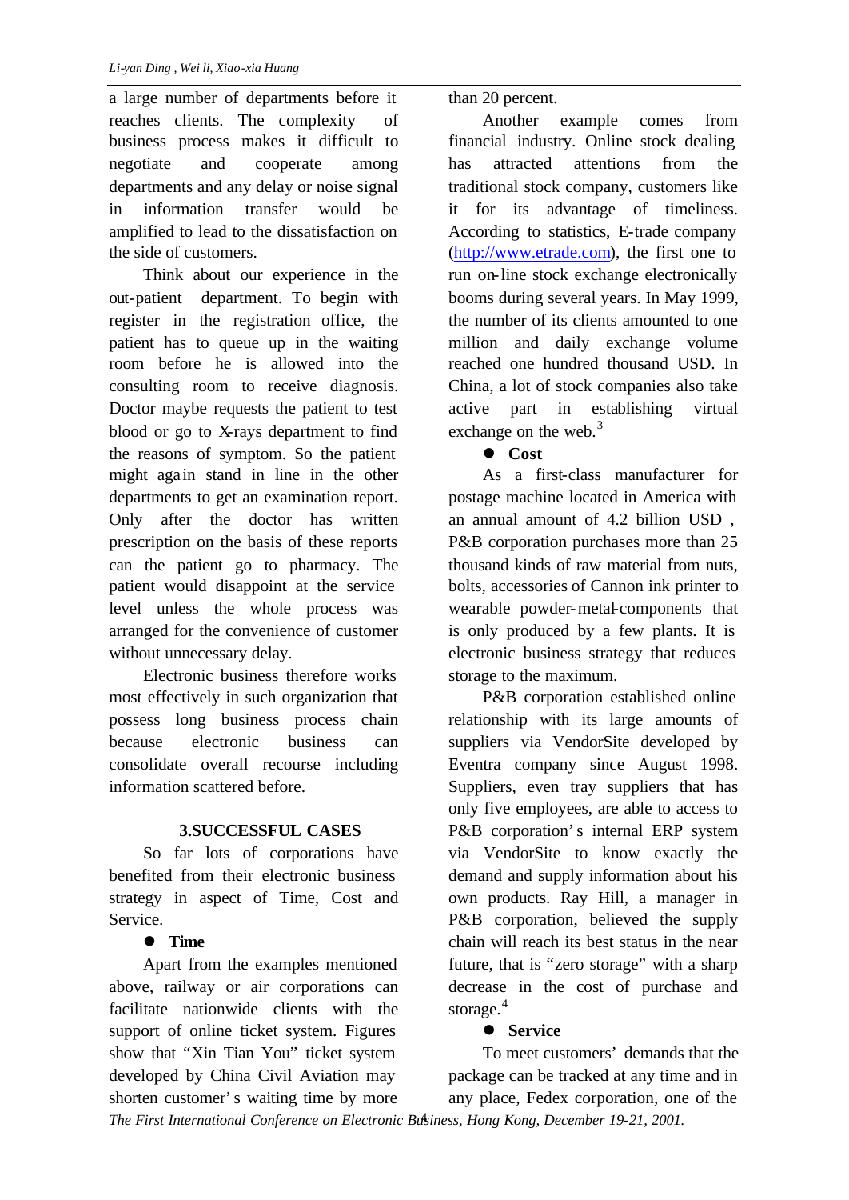a large number of departments before it reaches clients. The complexity of business process makes it difficult to negotiate and cooperate among departments and any delay or noise signal in information transfer would be amplified to lead to the dissatisfaction on the side of customers.

Think about our experience in the out-patient department. To begin with register in the registration office, the patient has to queue up in the waiting room before he is allowed into the consulting room to receive diagnosis. Doctor maybe requests the patient to test blood or go to X-rays department to find the reasons of symptom. So the patient might again stand in line in the other departments to get an examination report. Only after the doctor has written prescription on the basis of these reports can the patient go to pharmacy. The patient would disappoint at the service level unless the whole process was arranged for the convenience of customer without unnecessary delay.

Electronic business therefore works most effectively in such organization that possess long business process chain because electronic business can consolidate overall recourse including information scattered before.

## 3.SUCCESSFUL CASES

So far lots of corporations have benefited from their electronic business strategy in aspect of Time, Cost and Service.

- **Time**

Apart from the examples mentioned above, railway or air corporations can facilitate nationwide clients with the support of online ticket system. Figures show that "Xin Tian You" ticket system developed by China Civil Aviation may shorten customer's waiting time by more than 20 percent.

Another example comes from financial industry. Online stock dealing has attracted attentions from the traditional stock company, customers like it for its advantage of timeliness. According to statistics, E-trade company (http://www.etrade.com), the first one to run on-line stock exchange electronically booms during several years. In May 1999, the number of its clients amounted to one million and daily exchange volume reached one hundred thousand USD. In China, a lot of stock companies also take active part in establishing virtual exchange on the web.[3]

- **Cost**

As a first-class manufacturer for postage machine located in America with an annual amount of 4.2 billion USD , P&B corporation purchases more than 25 thousand kinds of raw material from nuts, bolts, accessories of Cannon ink printer to wearable powder-metal-components that is only produced by a few plants. It is electronic business strategy that reduces storage to the maximum.

P&B corporation established online relationship with its large amounts of suppliers via VendorSite developed by Eventra company since August 1998. Suppliers, even tray suppliers that has only five employees, are able to access to P&B corporation's internal ERP system via VendorSite to know exactly the demand and supply information about his own products. Ray Hill, a manager in P&B corporation, believed the supply chain will reach its best status in the near future, that is "zero storage" with a sharp decrease in the cost of purchase and storage.[4]

- **Service**

To meet customers' demands that the package can be tracked at any time and in any place, Fedex corporation, one of the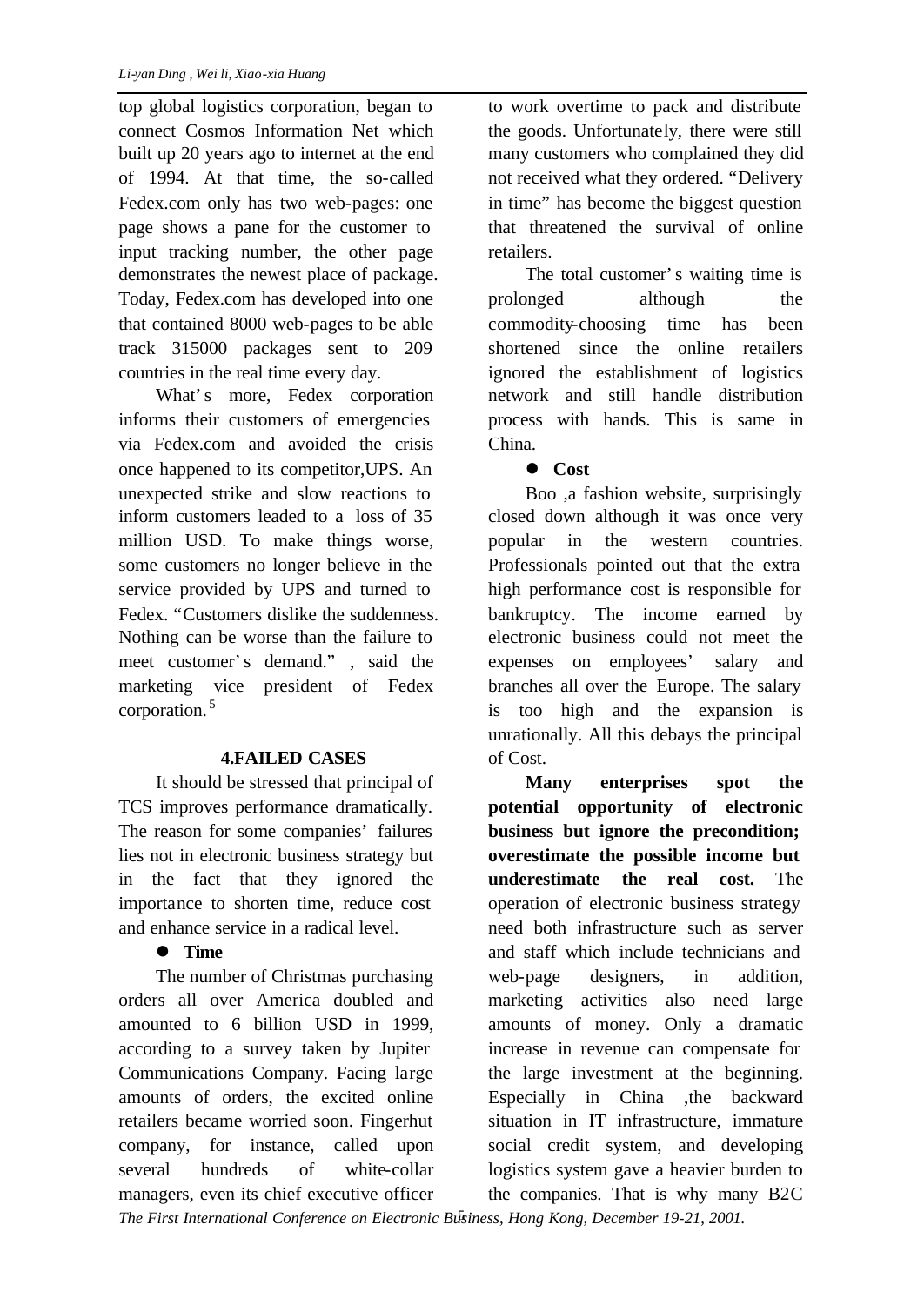top global logistics corporation, began to connect Cosmos Information Net which built up 20 years ago to internet at the end of 1994. At that time, the so-called Fedex.com only has two web-pages: one page shows a pane for the customer to input tracking number, the other page demonstrates the newest place of package. Today, Fedex.com has developed into one that contained 8000 web-pages to be able track 315000 packages sent to 209 countries in the real time every day.

What's more, Fedex corporation informs their customers of emergencies via Fedex.com and avoided the crisis once happened to its competitor,UPS. An unexpected strike and slow reactions to inform customers leaded to a loss of 35 million USD. To make things worse, some customers no longer believe in the service provided by UPS and turned to Fedex. "Customers dislike the suddenness. Nothing can be worse than the failure to meet customer's demand." , said the marketing vice president of Fedex corporation.[5]

## 4.FAILED CASES

It should be stressed that principal of TCS improves performance dramatically. The reason for some companies' failures lies not in electronic business strategy but in the fact that they ignored the importance to shorten time, reduce cost and enhance service in a radical level.

- **Time**

The number of Christmas purchasing orders all over America doubled and amounted to 6 billion USD in 1999, according to a survey taken by Jupiter Communications Company. Facing large amounts of orders, the excited online retailers became worried soon. Fingerhut company, for instance, called upon several hundreds of white-collar managers, even its chief executive officer to work overtime to pack and distribute the goods. Unfortunately, there were still many customers who complained they did not received what they ordered. "Delivery in time" has become the biggest question that threatened the survival of online retailers.

The total customer's waiting time is prolonged although the commodity-choosing time has been shortened since the online retailers ignored the establishment of logistics network and still handle distribution process with hands. This is same in China.

- **Cost**

Boo ,a fashion website, surprisingly closed down although it was once very popular in the western countries. Professionals pointed out that the extra high performance cost is responsible for bankruptcy. The income earned by electronic business could not meet the expenses on employees' salary and branches all over the Europe. The salary is too high and the expansion is unrationally. All this debays the principal of Cost.

**Many enterprises spot the potential opportunity of electronic business but ignore the precondition; overestimate the possible income but underestimate the real cost.** The operation of electronic business strategy need both infrastructure such as server and staff which include technicians and web-page designers, in addition, marketing activities also need large amounts of money. Only a dramatic increase in revenue can compensate for the large investment at the beginning. Especially in China ,the backward situation in IT infrastructure, immature social credit system, and developing logistics system gave a heavier burden to the companies. That is why many B2C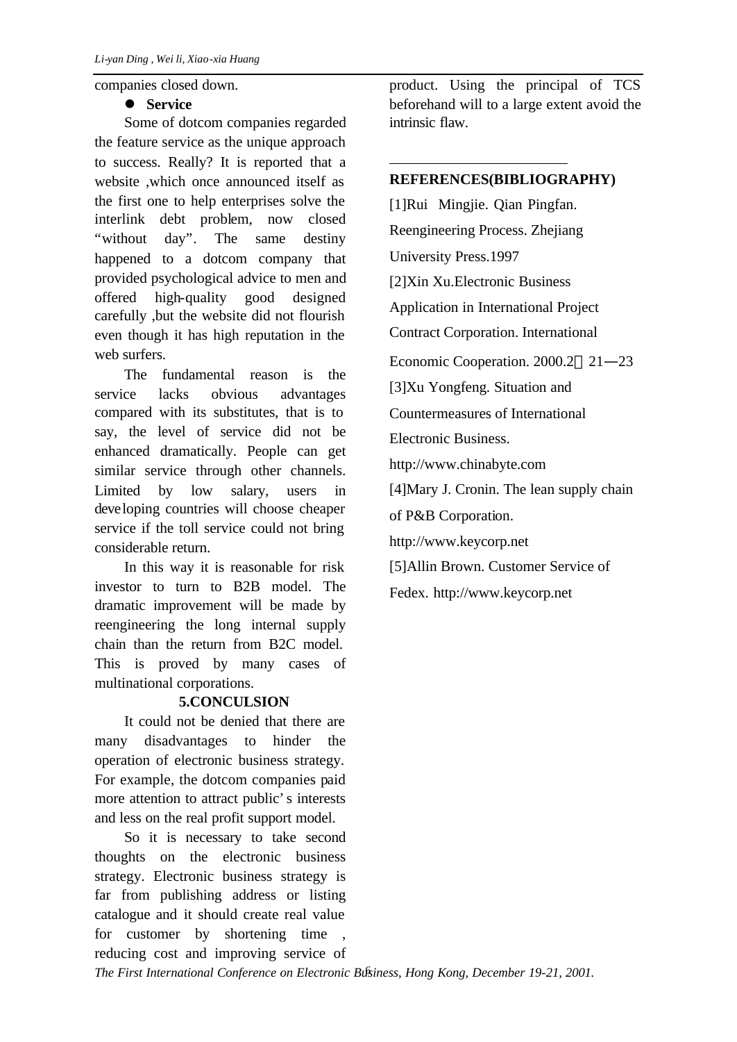companies closed down.

- **Service**

Some of dotcom companies regarded the feature service as the unique approach to success. Really? It is reported that a website ,which once announced itself as the first one to help enterprises solve the interlink debt problem, now closed "without day". The same destiny happened to a dotcom company that provided psychological advice to men and offered high-quality good designed carefully ,but the website did not flourish even though it has high reputation in the web surfers.

The fundamental reason is the service lacks obvious advantages compared with its substitutes, that is to say, the level of service did not be enhanced dramatically. People can get similar service through other channels. Limited by low salary, users in developing countries will choose cheaper service if the toll service could not bring considerable return.

In this way it is reasonable for risk investor to turn to B2B model. The dramatic improvement will be made by reengineering the long internal supply chain than the return from B2C model. This is proved by many cases of multinational corporations.

## 5.CONCULSION

It could not be denied that there are many disadvantages to hinder the operation of electronic business strategy. For example, the dotcom companies paid more attention to attract public' s interests and less on the real profit support model.

So it is necessary to take second thoughts on the electronic business strategy. Electronic business strategy is far from publishing address or listing catalogue and it should create real value for customer by shortening time , reducing cost and improving service of product. Using the principal of TCS beforehand will to a large extent avoid the intrinsic flaw.

## REFERENCES(BIBLIOGRAPHY)

[1]Rui Mingjie. Qian Pingfan. Reengineering Process. Zhejiang University Press.1997

[2]Xin Xu.Electronic Business Application in International Project Contract Corporation. International Economic Cooperation. 2000.2：21—23

[3]Xu Yongfeng. Situation and Countermeasures of International Electronic Business. http://www.chinabyte.com

[4]Mary J. Cronin. The lean supply chain of P&B Corporation. http://www.keycorp.net

[5]Allin Brown. Customer Service of Fedex. http://www.keycorp.net